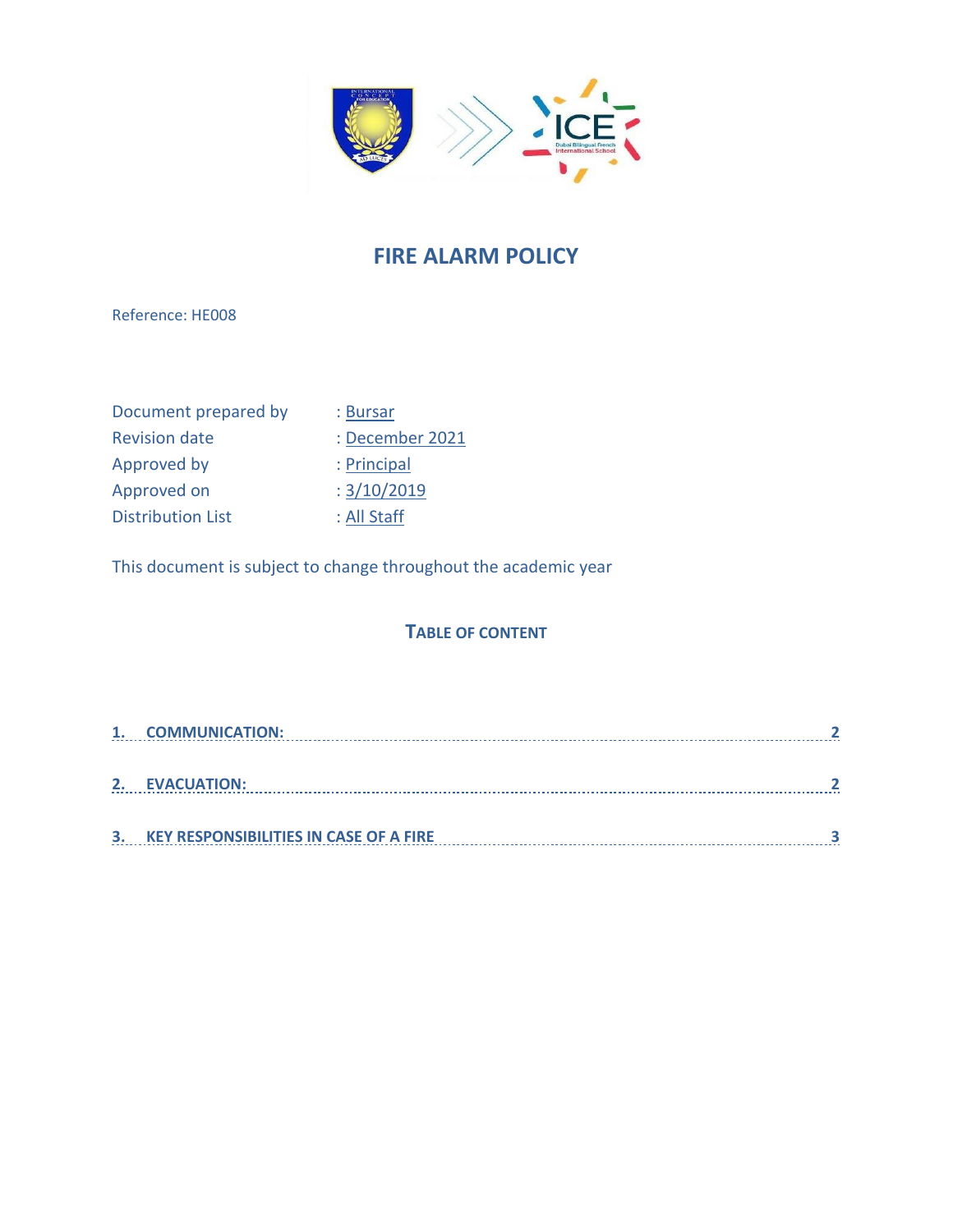# FIRE ALARM POLICY

Reference: HE008

| | |
|---|---|
| Document prepared by | : Bursar |
| Revision date | : December 2021 |
| Approved by | : Principal |
| Approved on | : 3/10/2019 |
| Distribution List | : All Staff |

This document is subject to change throughout the academic year

## TABLE OF CONTENT

1. COMMUNICATION: ..... 2
2. EVACUATION: ..... 2
3. KEY RESPONSIBILITIES IN CASE OF A FIRE ..... 3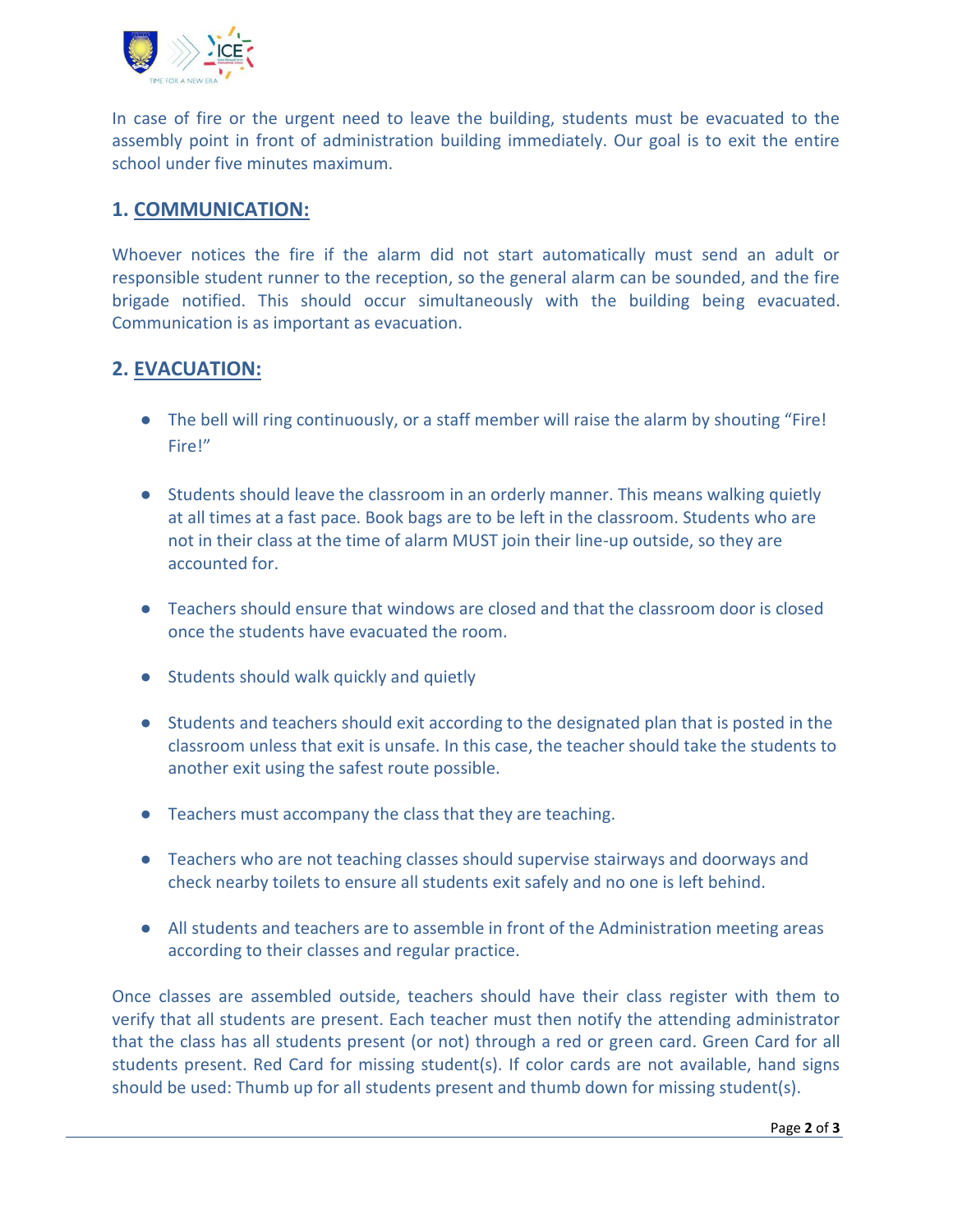In case of fire or the urgent need to leave the building, students must be evacuated to the assembly point in front of administration building immediately. Our goal is to exit the entire school under five minutes maximum.

## 1. COMMUNICATION:

Whoever notices the fire if the alarm did not start automatically must send an adult or responsible student runner to the reception, so the general alarm can be sounded, and the fire brigade notified. This should occur simultaneously with the building being evacuated. Communication is as important as evacuation.

## 2. EVACUATION:

- The bell will ring continuously, or a staff member will raise the alarm by shouting "Fire! Fire!"
- Students should leave the classroom in an orderly manner. This means walking quietly at all times at a fast pace. Book bags are to be left in the classroom. Students who are not in their class at the time of alarm MUST join their line-up outside, so they are accounted for.
- Teachers should ensure that windows are closed and that the classroom door is closed once the students have evacuated the room.
- Students should walk quickly and quietly
- Students and teachers should exit according to the designated plan that is posted in the classroom unless that exit is unsafe. In this case, the teacher should take the students to another exit using the safest route possible.
- Teachers must accompany the class that they are teaching.
- Teachers who are not teaching classes should supervise stairways and doorways and check nearby toilets to ensure all students exit safely and no one is left behind.
- All students and teachers are to assemble in front of the Administration meeting areas according to their classes and regular practice.

Once classes are assembled outside, teachers should have their class register with them to verify that all students are present. Each teacher must then notify the attending administrator that the class has all students present (or not) through a red or green card. Green Card for all students present. Red Card for missing student(s). If color cards are not available, hand signs should be used: Thumb up for all students present and thumb down for missing student(s).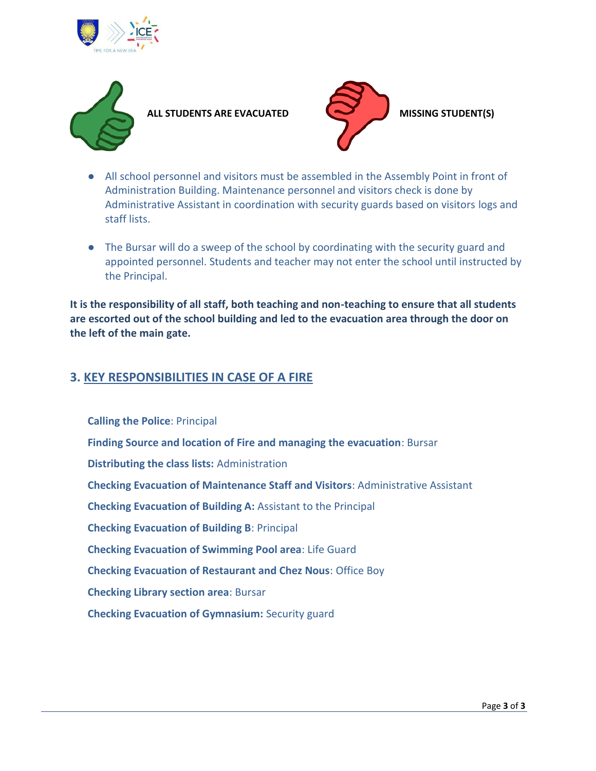**ALL STUDENTS ARE EVACUATED**

**MISSING STUDENT(S)**

- All school personnel and visitors must be assembled in the Assembly Point in front of Administration Building. Maintenance personnel and visitors check is done by Administrative Assistant in coordination with security guards based on visitors logs and staff lists.

- The Bursar will do a sweep of the school by coordinating with the security guard and appointed personnel. Students and teacher may not enter the school until instructed by the Principal.

**It is the responsibility of all staff, both teaching and non-teaching to ensure that all students are escorted out of the school building and led to the evacuation area through the door on the left of the main gate.**

## 3. KEY RESPONSIBILITIES IN CASE OF A FIRE

**Calling the Police**: Principal

**Finding Source and location of Fire and managing the evacuation**: Bursar

**Distributing the class lists:** Administration

**Checking Evacuation of Maintenance Staff and Visitors**: Administrative Assistant

**Checking Evacuation of Building A:** Assistant to the Principal

**Checking Evacuation of Building B**: Principal

**Checking Evacuation of Swimming Pool area**: Life Guard

**Checking Evacuation of Restaurant and Chez Nous**: Office Boy

**Checking Library section area**: Bursar

**Checking Evacuation of Gymnasium:** Security guard